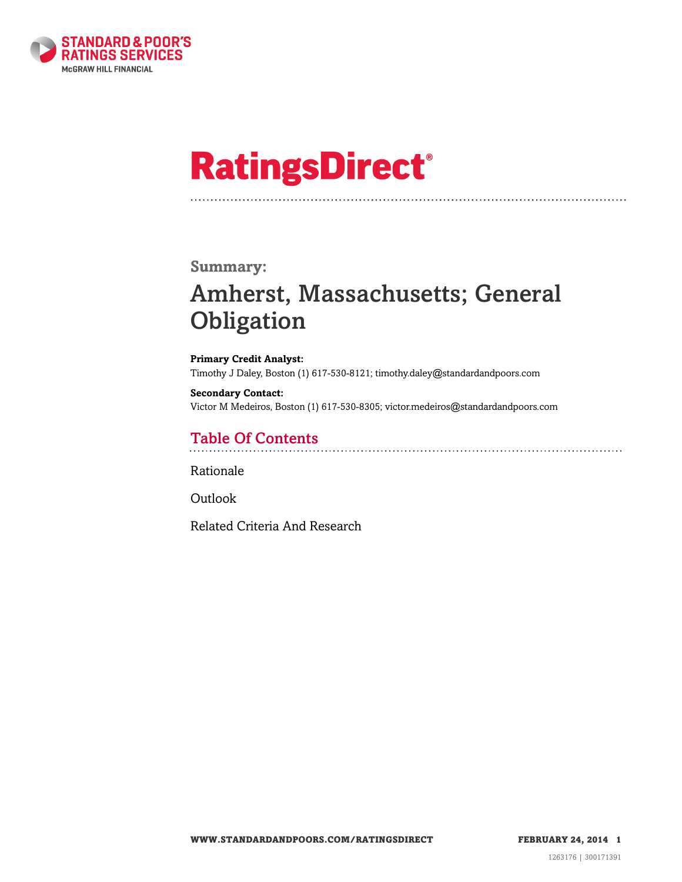STANDARD & POOR'S RATINGS SERVICES
McGRAW HILL FINANCIAL

# RatingsDirect®

## Summary:

# Amherst, Massachusetts; General Obligation

**Primary Credit Analyst:**
Timothy J Daley, Boston (1) 617-530-8121; timothy.daley@standardandpoors.com

**Secondary Contact:**
Victor M Medeiros, Boston (1) 617-530-8305; victor.medeiros@standardandpoors.com

## Table Of Contents

Rationale

Outlook

Related Criteria And Research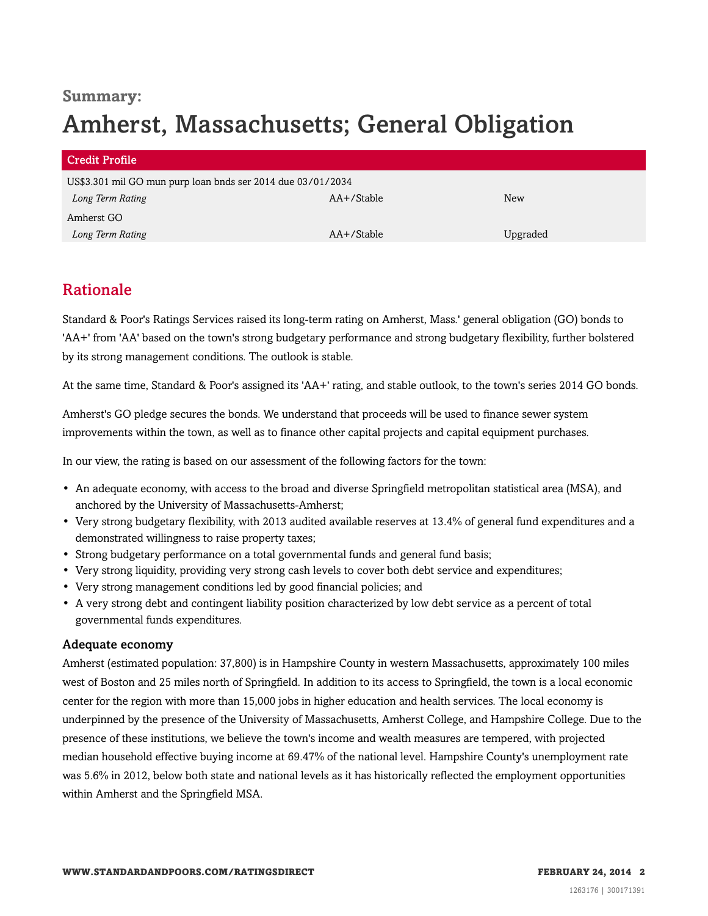**Summary:**

# Amherst, Massachusetts; General Obligation

| Credit Profile | | |
|---|---|---|
| US$3.301 mil GO mun purp loan bnds ser 2014 due 03/01/2034 | | |
| *Long Term Rating* | AA+/Stable | New |
| Amherst GO | | |
| *Long Term Rating* | AA+/Stable | Upgraded |

## Rationale

Standard & Poor's Ratings Services raised its long-term rating on Amherst, Mass.' general obligation (GO) bonds to 'AA+' from 'AA' based on the town's strong budgetary performance and strong budgetary flexibility, further bolstered by its strong management conditions. The outlook is stable.

At the same time, Standard & Poor's assigned its 'AA+' rating, and stable outlook, to the town's series 2014 GO bonds.

Amherst's GO pledge secures the bonds. We understand that proceeds will be used to finance sewer system improvements within the town, as well as to finance other capital projects and capital equipment purchases.

In our view, the rating is based on our assessment of the following factors for the town:

- An adequate economy, with access to the broad and diverse Springfield metropolitan statistical area (MSA), and anchored by the University of Massachusetts-Amherst;
- Very strong budgetary flexibility, with 2013 audited available reserves at 13.4% of general fund expenditures and a demonstrated willingness to raise property taxes;
- Strong budgetary performance on a total governmental funds and general fund basis;
- Very strong liquidity, providing very strong cash levels to cover both debt service and expenditures;
- Very strong management conditions led by good financial policies; and
- A very strong debt and contingent liability position characterized by low debt service as a percent of total governmental funds expenditures.

### Adequate economy

Amherst (estimated population: 37,800) is in Hampshire County in western Massachusetts, approximately 100 miles west of Boston and 25 miles north of Springfield. In addition to its access to Springfield, the town is a local economic center for the region with more than 15,000 jobs in higher education and health services. The local economy is underpinned by the presence of the University of Massachusetts, Amherst College, and Hampshire College. Due to the presence of these institutions, we believe the town's income and wealth measures are tempered, with projected median household effective buying income at 69.47% of the national level. Hampshire County's unemployment rate was 5.6% in 2012, below both state and national levels as it has historically reflected the employment opportunities within Amherst and the Springfield MSA.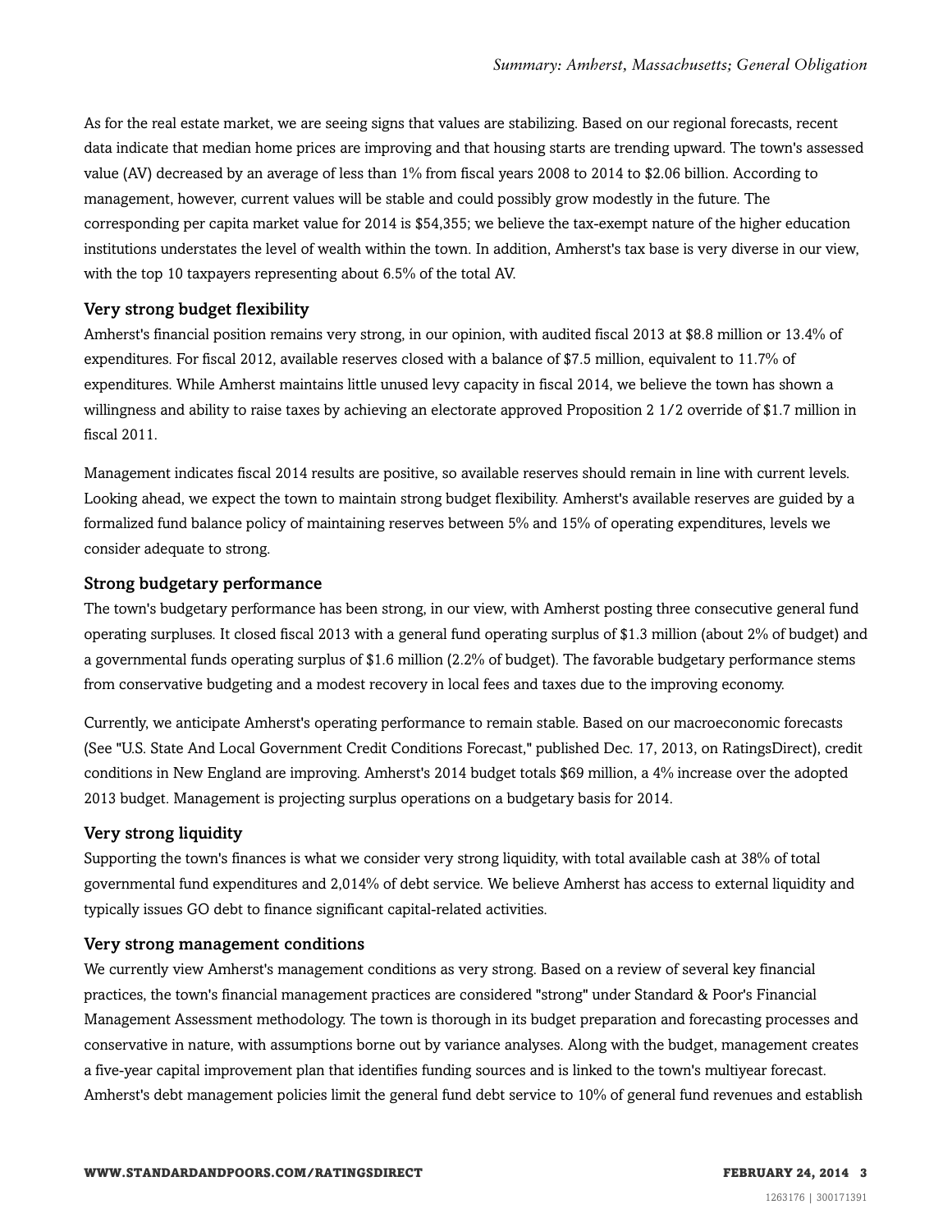As for the real estate market, we are seeing signs that values are stabilizing. Based on our regional forecasts, recent data indicate that median home prices are improving and that housing starts are trending upward. The town's assessed value (AV) decreased by an average of less than 1% from fiscal years 2008 to 2014 to $2.06 billion. According to management, however, current values will be stable and could possibly grow modestly in the future. The corresponding per capita market value for 2014 is $54,355; we believe the tax-exempt nature of the higher education institutions understates the level of wealth within the town. In addition, Amherst's tax base is very diverse in our view, with the top 10 taxpayers representing about 6.5% of the total AV.

### Very strong budget flexibility

Amherst's financial position remains very strong, in our opinion, with audited fiscal 2013 at $8.8 million or 13.4% of expenditures. For fiscal 2012, available reserves closed with a balance of $7.5 million, equivalent to 11.7% of expenditures. While Amherst maintains little unused levy capacity in fiscal 2014, we believe the town has shown a willingness and ability to raise taxes by achieving an electorate approved Proposition 2 1/2 override of $1.7 million in fiscal 2011.

Management indicates fiscal 2014 results are positive, so available reserves should remain in line with current levels. Looking ahead, we expect the town to maintain strong budget flexibility. Amherst's available reserves are guided by a formalized fund balance policy of maintaining reserves between 5% and 15% of operating expenditures, levels we consider adequate to strong.

### Strong budgetary performance

The town's budgetary performance has been strong, in our view, with Amherst posting three consecutive general fund operating surpluses. It closed fiscal 2013 with a general fund operating surplus of $1.3 million (about 2% of budget) and a governmental funds operating surplus of $1.6 million (2.2% of budget). The favorable budgetary performance stems from conservative budgeting and a modest recovery in local fees and taxes due to the improving economy.

Currently, we anticipate Amherst's operating performance to remain stable. Based on our macroeconomic forecasts (See "U.S. State And Local Government Credit Conditions Forecast," published Dec. 17, 2013, on RatingsDirect), credit conditions in New England are improving. Amherst's 2014 budget totals $69 million, a 4% increase over the adopted 2013 budget. Management is projecting surplus operations on a budgetary basis for 2014.

### Very strong liquidity

Supporting the town's finances is what we consider very strong liquidity, with total available cash at 38% of total governmental fund expenditures and 2,014% of debt service. We believe Amherst has access to external liquidity and typically issues GO debt to finance significant capital-related activities.

### Very strong management conditions

We currently view Amherst's management conditions as very strong. Based on a review of several key financial practices, the town's financial management practices are considered "strong" under Standard & Poor's Financial Management Assessment methodology. The town is thorough in its budget preparation and forecasting processes and conservative in nature, with assumptions borne out by variance analyses. Along with the budget, management creates a five-year capital improvement plan that identifies funding sources and is linked to the town's multiyear forecast. Amherst's debt management policies limit the general fund debt service to 10% of general fund revenues and establish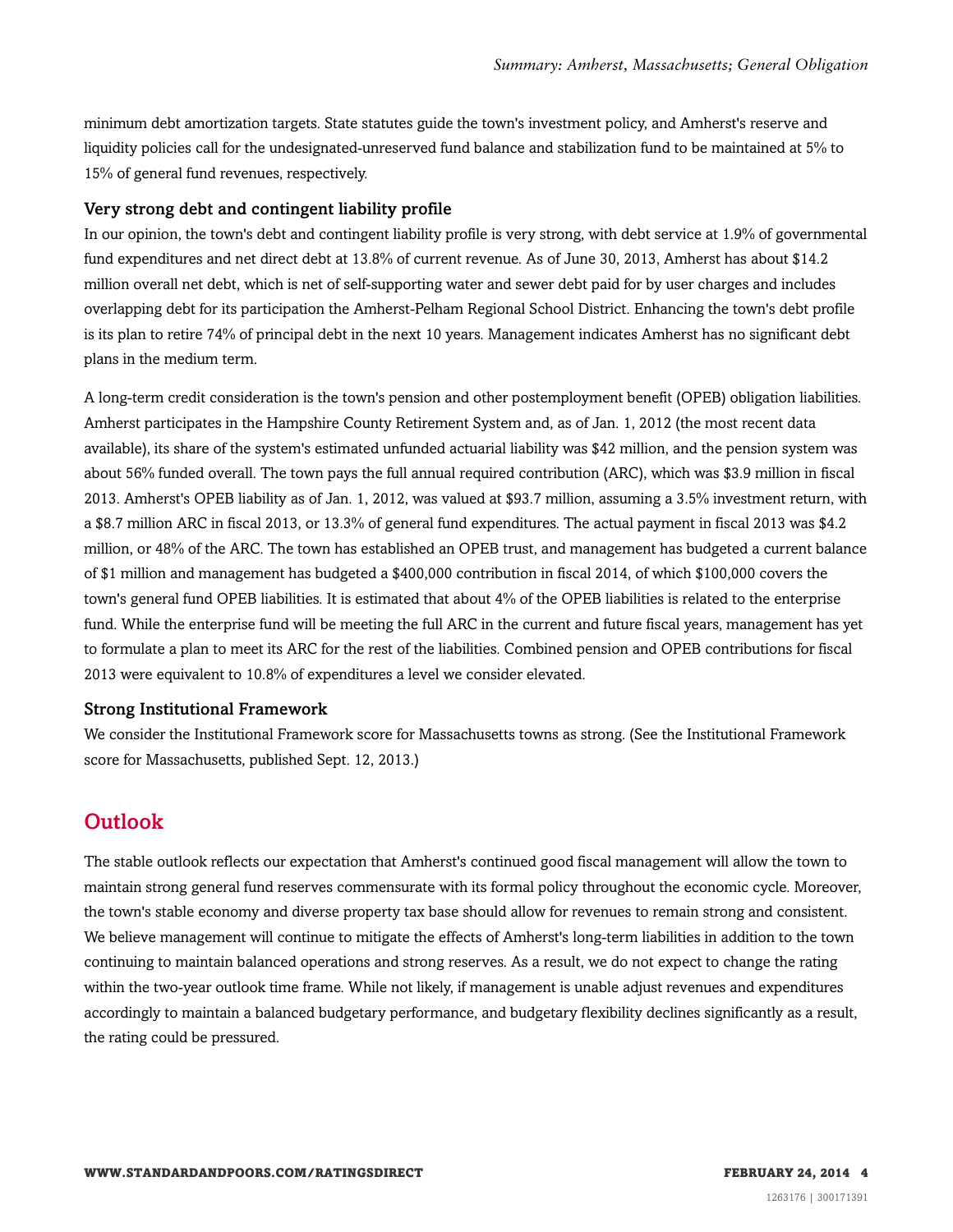minimum debt amortization targets. State statutes guide the town's investment policy, and Amherst's reserve and liquidity policies call for the undesignated-unreserved fund balance and stabilization fund to be maintained at 5% to 15% of general fund revenues, respectively.

### Very strong debt and contingent liability profile

In our opinion, the town's debt and contingent liability profile is very strong, with debt service at 1.9% of governmental fund expenditures and net direct debt at 13.8% of current revenue. As of June 30, 2013, Amherst has about $14.2 million overall net debt, which is net of self-supporting water and sewer debt paid for by user charges and includes overlapping debt for its participation the Amherst-Pelham Regional School District. Enhancing the town's debt profile is its plan to retire 74% of principal debt in the next 10 years. Management indicates Amherst has no significant debt plans in the medium term.

A long-term credit consideration is the town's pension and other postemployment benefit (OPEB) obligation liabilities. Amherst participates in the Hampshire County Retirement System and, as of Jan. 1, 2012 (the most recent data available), its share of the system's estimated unfunded actuarial liability was $42 million, and the pension system was about 56% funded overall. The town pays the full annual required contribution (ARC), which was $3.9 million in fiscal 2013. Amherst's OPEB liability as of Jan. 1, 2012, was valued at $93.7 million, assuming a 3.5% investment return, with a $8.7 million ARC in fiscal 2013, or 13.3% of general fund expenditures. The actual payment in fiscal 2013 was $4.2 million, or 48% of the ARC. The town has established an OPEB trust, and management has budgeted a current balance of $1 million and management has budgeted a $400,000 contribution in fiscal 2014, of which $100,000 covers the town's general fund OPEB liabilities. It is estimated that about 4% of the OPEB liabilities is related to the enterprise fund. While the enterprise fund will be meeting the full ARC in the current and future fiscal years, management has yet to formulate a plan to meet its ARC for the rest of the liabilities. Combined pension and OPEB contributions for fiscal 2013 were equivalent to 10.8% of expenditures a level we consider elevated.

### Strong Institutional Framework

We consider the Institutional Framework score for Massachusetts towns as strong. (See the Institutional Framework score for Massachusetts, published Sept. 12, 2013.)

## Outlook

The stable outlook reflects our expectation that Amherst's continued good fiscal management will allow the town to maintain strong general fund reserves commensurate with its formal policy throughout the economic cycle. Moreover, the town's stable economy and diverse property tax base should allow for revenues to remain strong and consistent. We believe management will continue to mitigate the effects of Amherst's long-term liabilities in addition to the town continuing to maintain balanced operations and strong reserves. As a result, we do not expect to change the rating within the two-year outlook time frame. While not likely, if management is unable adjust revenues and expenditures accordingly to maintain a balanced budgetary performance, and budgetary flexibility declines significantly as a result, the rating could be pressured.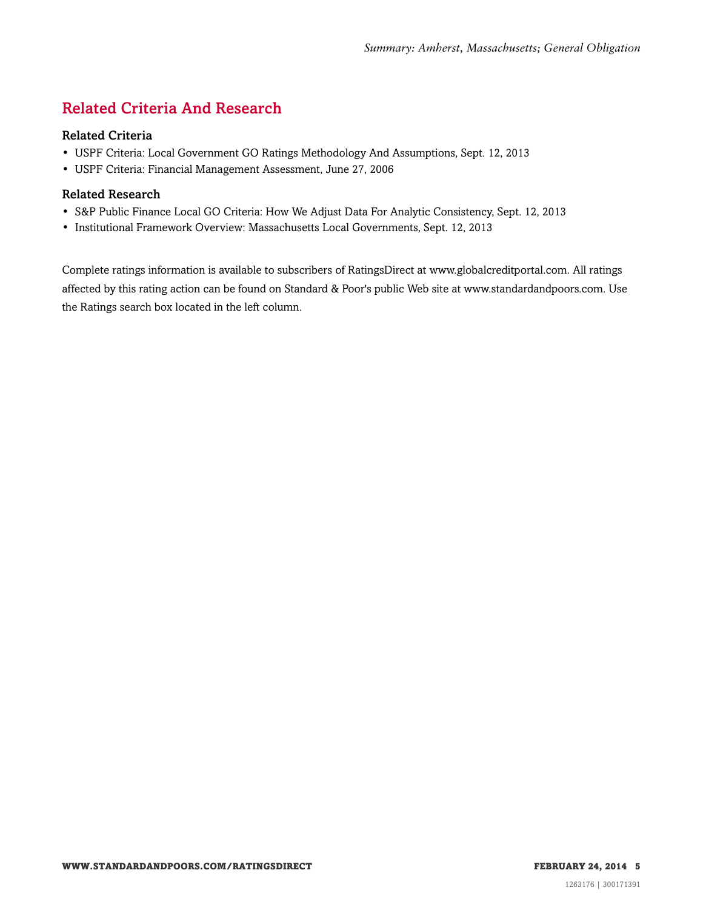## Related Criteria And Research

### Related Criteria

- USPF Criteria: Local Government GO Ratings Methodology And Assumptions, Sept. 12, 2013
- USPF Criteria: Financial Management Assessment, June 27, 2006

### Related Research

- S&P Public Finance Local GO Criteria: How We Adjust Data For Analytic Consistency, Sept. 12, 2013
- Institutional Framework Overview: Massachusetts Local Governments, Sept. 12, 2013

Complete ratings information is available to subscribers of RatingsDirect at www.globalcreditportal.com. All ratings affected by this rating action can be found on Standard & Poor's public Web site at www.standardandpoors.com. Use the Ratings search box located in the left column.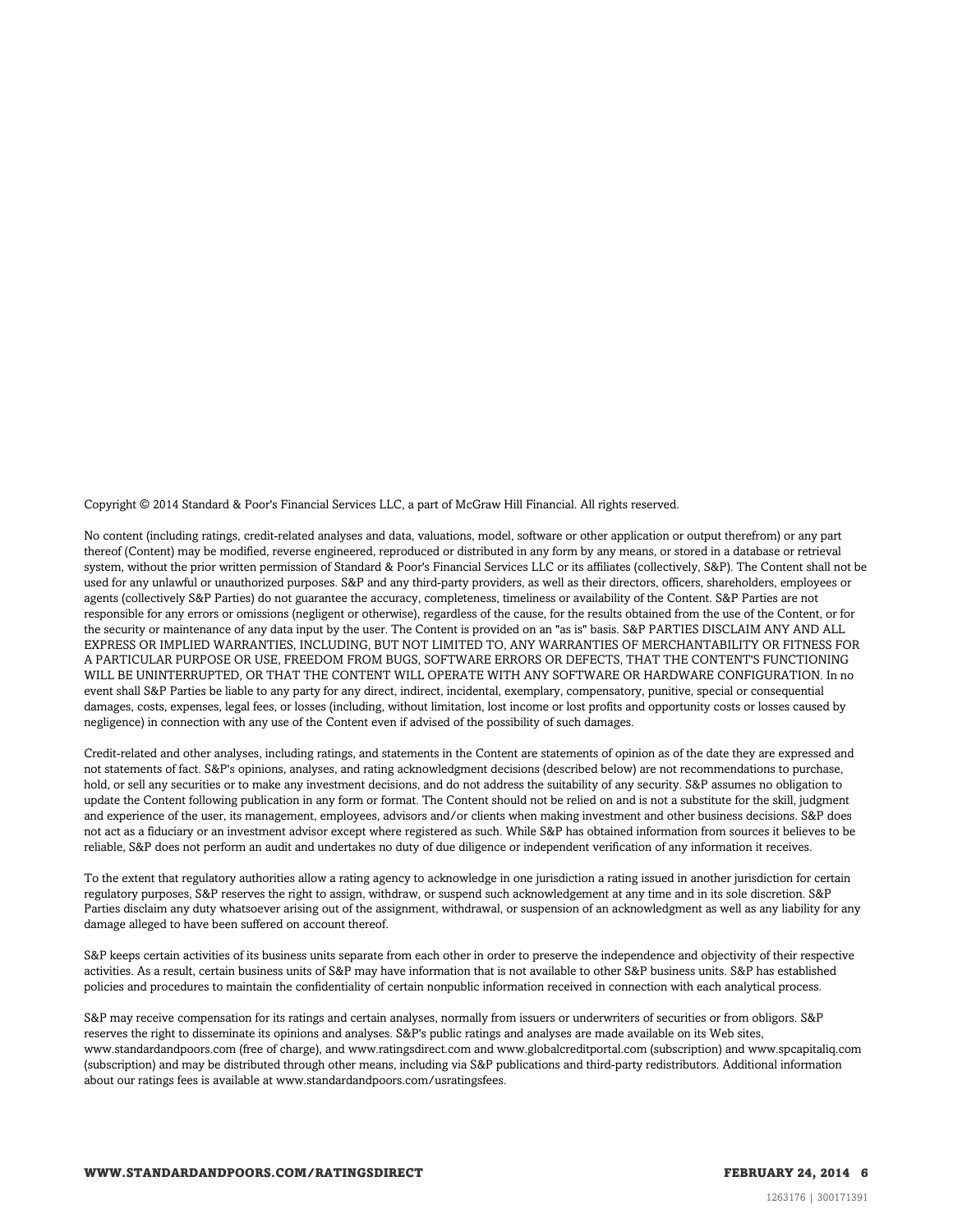Copyright © 2014 Standard & Poor's Financial Services LLC, a part of McGraw Hill Financial. All rights reserved.

No content (including ratings, credit-related analyses and data, valuations, model, software or other application or output therefrom) or any part thereof (Content) may be modified, reverse engineered, reproduced or distributed in any form by any means, or stored in a database or retrieval system, without the prior written permission of Standard & Poor's Financial Services LLC or its affiliates (collectively, S&P). The Content shall not be used for any unlawful or unauthorized purposes. S&P and any third-party providers, as well as their directors, officers, shareholders, employees or agents (collectively S&P Parties) do not guarantee the accuracy, completeness, timeliness or availability of the Content. S&P Parties are not responsible for any errors or omissions (negligent or otherwise), regardless of the cause, for the results obtained from the use of the Content, or for the security or maintenance of any data input by the user. The Content is provided on an "as is" basis. S&P PARTIES DISCLAIM ANY AND ALL EXPRESS OR IMPLIED WARRANTIES, INCLUDING, BUT NOT LIMITED TO, ANY WARRANTIES OF MERCHANTABILITY OR FITNESS FOR A PARTICULAR PURPOSE OR USE, FREEDOM FROM BUGS, SOFTWARE ERRORS OR DEFECTS, THAT THE CONTENT'S FUNCTIONING WILL BE UNINTERRUPTED, OR THAT THE CONTENT WILL OPERATE WITH ANY SOFTWARE OR HARDWARE CONFIGURATION. In no event shall S&P Parties be liable to any party for any direct, indirect, incidental, exemplary, compensatory, punitive, special or consequential damages, costs, expenses, legal fees, or losses (including, without limitation, lost income or lost profits and opportunity costs or losses caused by negligence) in connection with any use of the Content even if advised of the possibility of such damages.

Credit-related and other analyses, including ratings, and statements in the Content are statements of opinion as of the date they are expressed and not statements of fact. S&P's opinions, analyses, and rating acknowledgment decisions (described below) are not recommendations to purchase, hold, or sell any securities or to make any investment decisions, and do not address the suitability of any security. S&P assumes no obligation to update the Content following publication in any form or format. The Content should not be relied on and is not a substitute for the skill, judgment and experience of the user, its management, employees, advisors and/or clients when making investment and other business decisions. S&P does not act as a fiduciary or an investment advisor except where registered as such. While S&P has obtained information from sources it believes to be reliable, S&P does not perform an audit and undertakes no duty of due diligence or independent verification of any information it receives.

To the extent that regulatory authorities allow a rating agency to acknowledge in one jurisdiction a rating issued in another jurisdiction for certain regulatory purposes, S&P reserves the right to assign, withdraw, or suspend such acknowledgement at any time and in its sole discretion. S&P Parties disclaim any duty whatsoever arising out of the assignment, withdrawal, or suspension of an acknowledgment as well as any liability for any damage alleged to have been suffered on account thereof.

S&P keeps certain activities of its business units separate from each other in order to preserve the independence and objectivity of their respective activities. As a result, certain business units of S&P may have information that is not available to other S&P business units. S&P has established policies and procedures to maintain the confidentiality of certain nonpublic information received in connection with each analytical process.

S&P may receive compensation for its ratings and certain analyses, normally from issuers or underwriters of securities or from obligors. S&P reserves the right to disseminate its opinions and analyses. S&P's public ratings and analyses are made available on its Web sites, www.standardandpoors.com (free of charge), and www.ratingsdirect.com and www.globalcreditportal.com (subscription) and www.spcapitaliq.com (subscription) and may be distributed through other means, including via S&P publications and third-party redistributors. Additional information about our ratings fees is available at www.standardandpoors.com/usratingsfees.